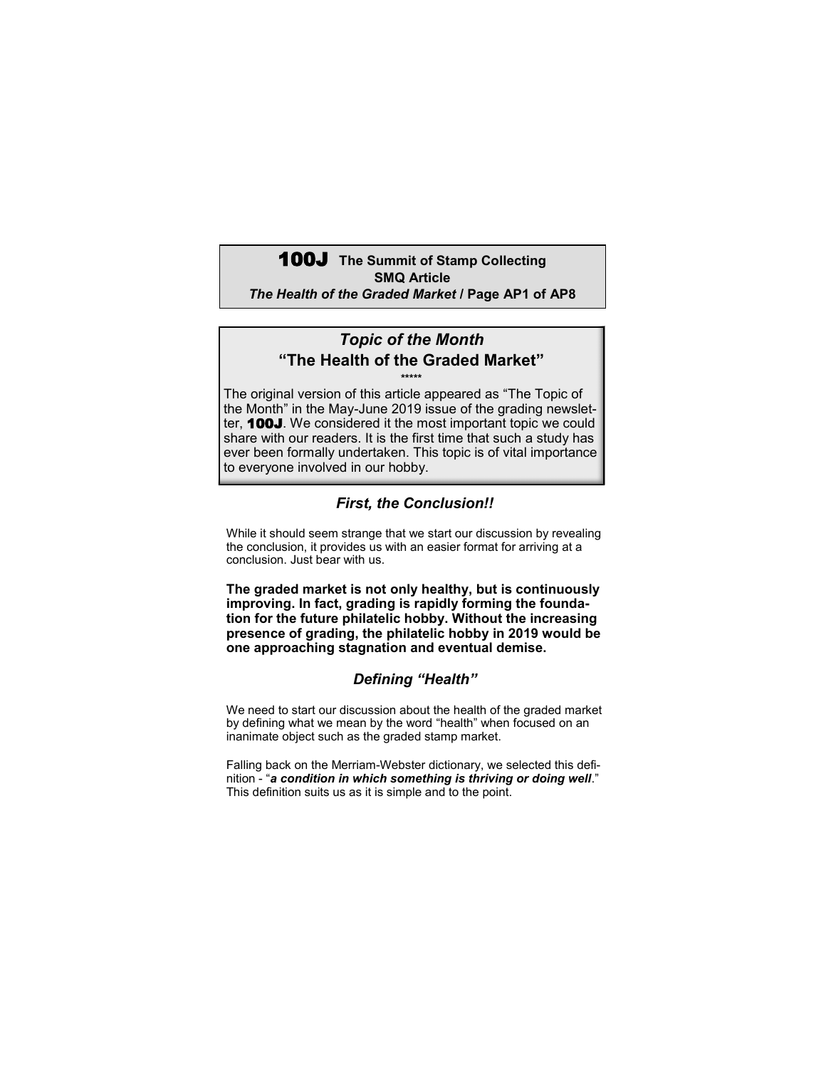## *Topic of the Month*

## "The Health of the Graded Market"

\*\*\*\*\*

The original version of this article appeared as "The Topic of the Month" in the May-June 2019 issue of the grading newsletter, **100J**. We considered it the most important topic we could share with our readers. It is the first time that such a study has ever been formally undertaken. This topic is of vital importance to everyone involved in our hobby.

### *First, the Conclusion!!*

While it should seem strange that we start our discussion by revealing the conclusion, it provides us with an easier format for arriving at a conclusion. Just bear with us.

**The graded market is not only healthy, but is continuously improving. In fact, grading is rapidly forming the foundation for the future philatelic hobby. Without the increasing presence of grading, the philatelic hobby in 2019 would be one approaching stagnation and eventual demise.**

### *Defining "Health"*

We need to start our discussion about the health of the graded market by defining what we mean by the word "health" when focused on an inanimate object such as the graded stamp market.

Falling back on the Merriam-Webster dictionary, we selected this definition - "***a condition in which something is thriving or doing well***." This definition suits us as it is simple and to the point.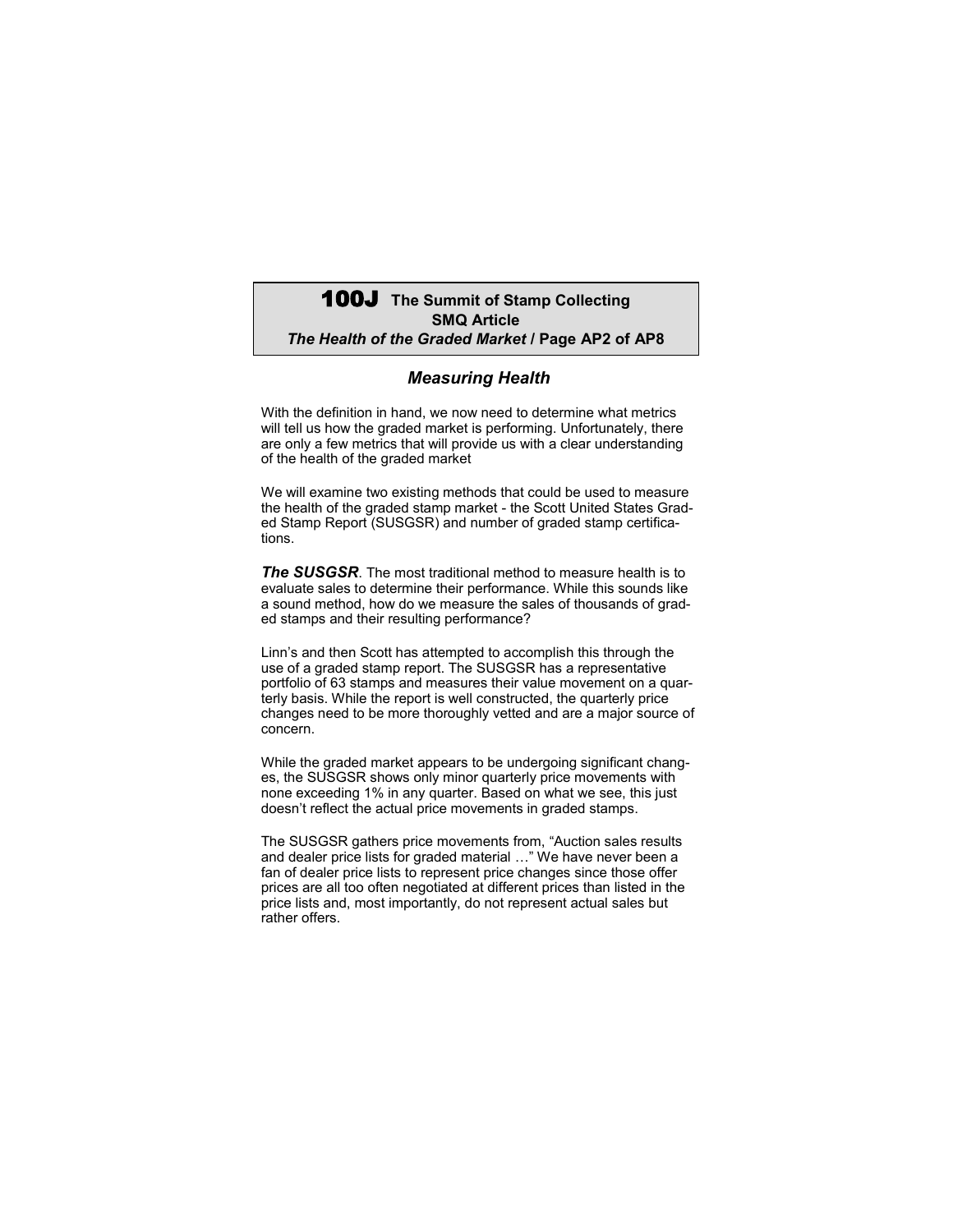## *Measuring Health*

With the definition in hand, we now need to determine what metrics will tell us how the graded market is performing. Unfortunately, there are only a few metrics that will provide us with a clear understanding of the health of the graded market

We will examine two existing methods that could be used to measure the health of the graded stamp market - the Scott United States Graded Stamp Report (SUSGSR) and number of graded stamp certifications.

***The SUSGSR***. The most traditional method to measure health is to evaluate sales to determine their performance. While this sounds like a sound method, how do we measure the sales of thousands of graded stamps and their resulting performance?

Linn's and then Scott has attempted to accomplish this through the use of a graded stamp report. The SUSGSR has a representative portfolio of 63 stamps and measures their value movement on a quarterly basis. While the report is well constructed, the quarterly price changes need to be more thoroughly vetted and are a major source of concern.

While the graded market appears to be undergoing significant changes, the SUSGSR shows only minor quarterly price movements with none exceeding 1% in any quarter. Based on what we see, this just doesn't reflect the actual price movements in graded stamps.

The SUSGSR gathers price movements from, "Auction sales results and dealer price lists for graded material …" We have never been a fan of dealer price lists to represent price changes since those offer prices are all too often negotiated at different prices than listed in the price lists and, most importantly, do not represent actual sales but rather offers.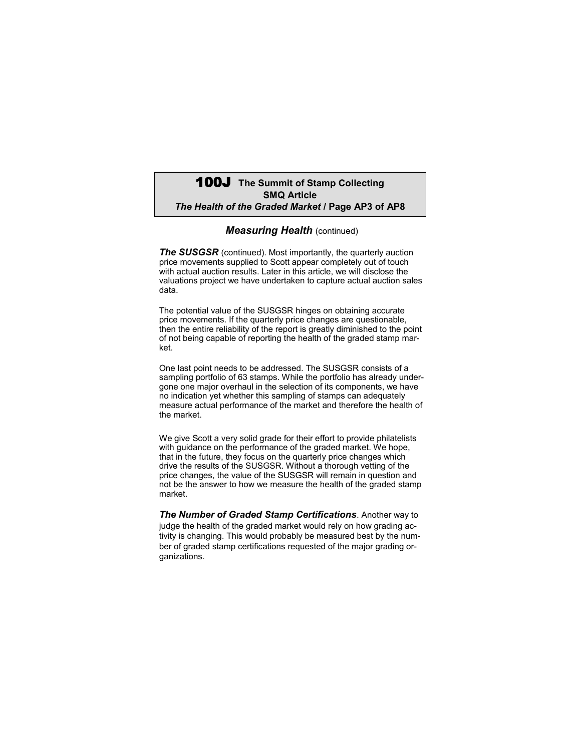## *Measuring Health* (continued)

***The SUSGSR*** (continued). Most importantly, the quarterly auction price movements supplied to Scott appear completely out of touch with actual auction results. Later in this article, we will disclose the valuations project we have undertaken to capture actual auction sales data.

The potential value of the SUSGSR hinges on obtaining accurate price movements. If the quarterly price changes are questionable, then the entire reliability of the report is greatly diminished to the point of not being capable of reporting the health of the graded stamp market.

One last point needs to be addressed. The SUSGSR consists of a sampling portfolio of 63 stamps. While the portfolio has already undergone one major overhaul in the selection of its components, we have no indication yet whether this sampling of stamps can adequately measure actual performance of the market and therefore the health of the market.

We give Scott a very solid grade for their effort to provide philatelists with guidance on the performance of the graded market. We hope, that in the future, they focus on the quarterly price changes which drive the results of the SUSGSR. Without a thorough vetting of the price changes, the value of the SUSGSR will remain in question and not be the answer to how we measure the health of the graded stamp market.

***The Number of Graded Stamp Certifications***. Another way to judge the health of the graded market would rely on how grading activity is changing. This would probably be measured best by the number of graded stamp certifications requested of the major grading organizations.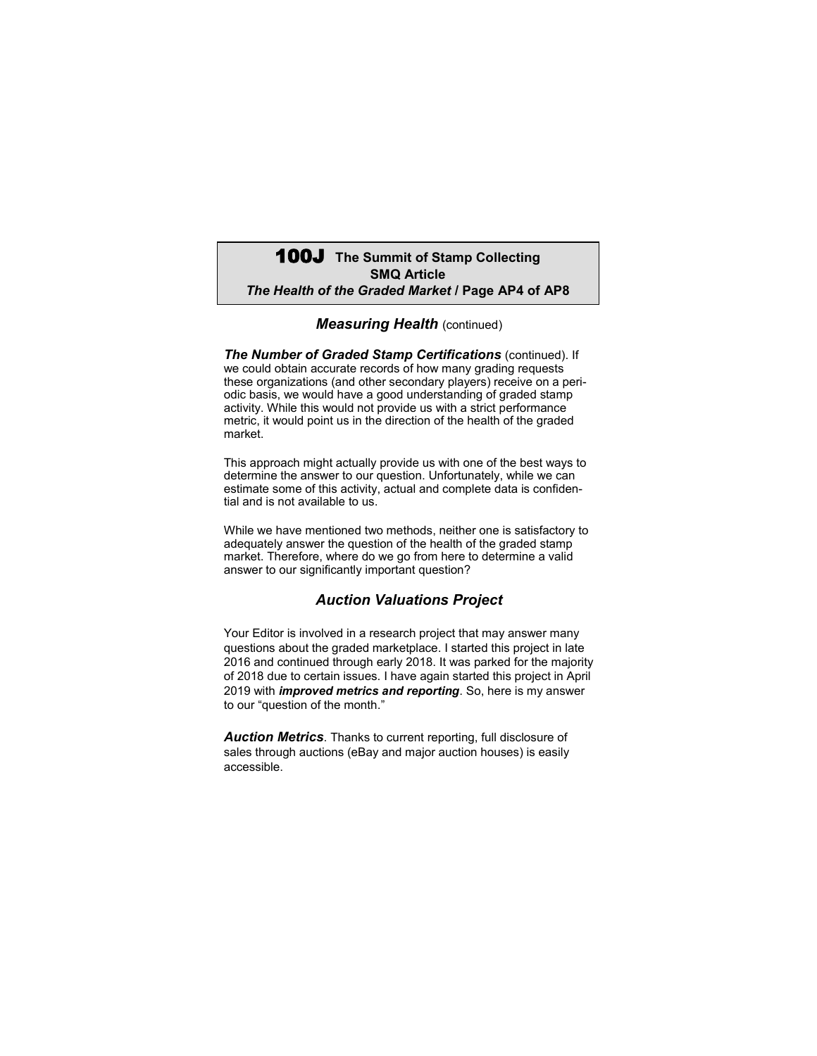## *Measuring Health* (continued)

***The Number of Graded Stamp Certifications*** (continued). If we could obtain accurate records of how many grading requests these organizations (and other secondary players) receive on a periodic basis, we would have a good understanding of graded stamp activity. While this would not provide us with a strict performance metric, it would point us in the direction of the health of the graded market.

This approach might actually provide us with one of the best ways to determine the answer to our question. Unfortunately, while we can estimate some of this activity, actual and complete data is confidential and is not available to us.

While we have mentioned two methods, neither one is satisfactory to adequately answer the question of the health of the graded stamp market. Therefore, where do we go from here to determine a valid answer to our significantly important question?

## *Auction Valuations Project*

Your Editor is involved in a research project that may answer many questions about the graded marketplace. I started this project in late 2016 and continued through early 2018. It was parked for the majority of 2018 due to certain issues. I have again started this project in April 2019 with ***improved metrics and reporting***. So, here is my answer to our "question of the month."

***Auction Metrics***. Thanks to current reporting, full disclosure of sales through auctions (eBay and major auction houses) is easily accessible.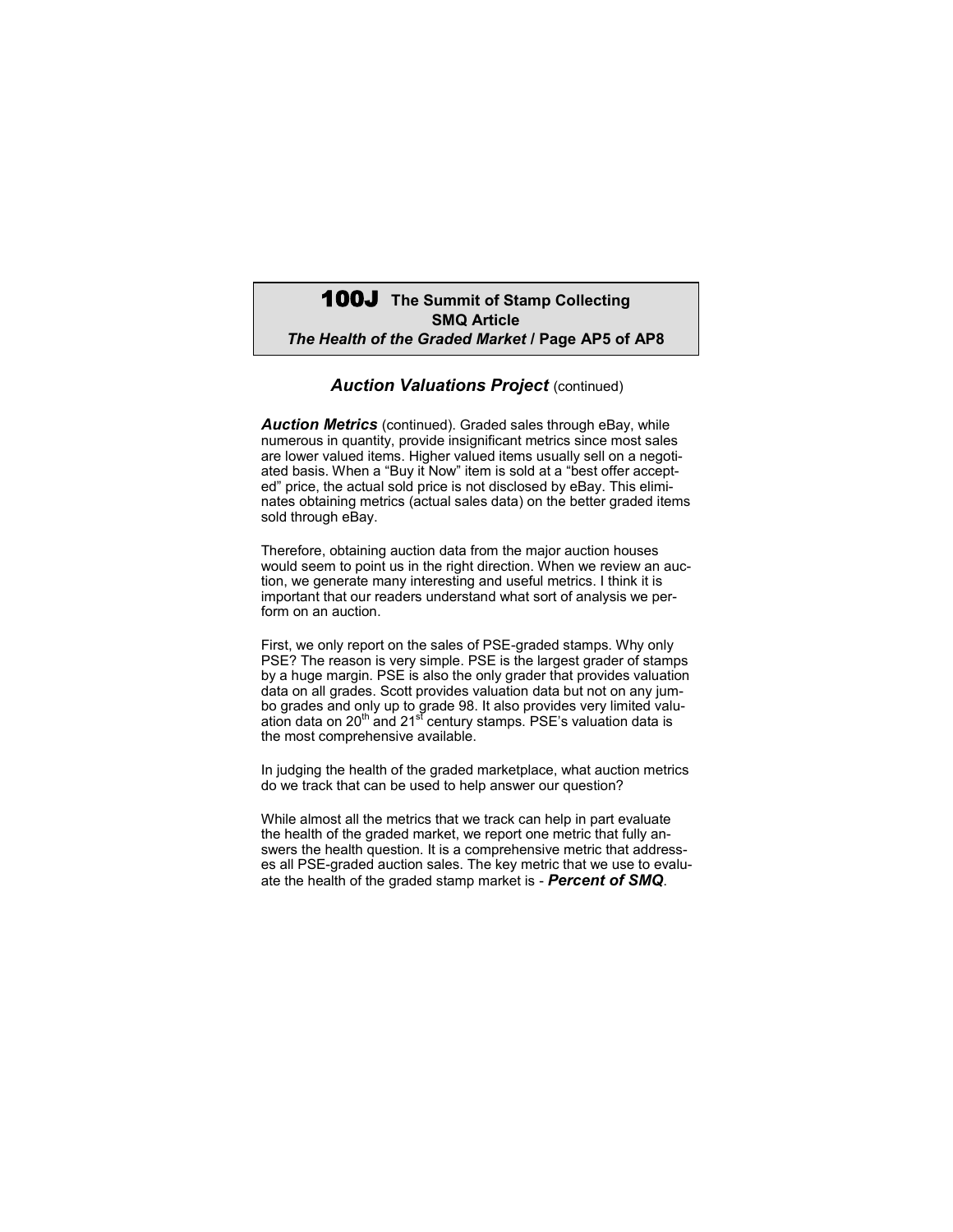## *Auction Valuations Project* (continued)

***Auction Metrics*** (continued). Graded sales through eBay, while numerous in quantity, provide insignificant metrics since most sales are lower valued items. Higher valued items usually sell on a negotiated basis. When a "Buy it Now" item is sold at a "best offer accepted" price, the actual sold price is not disclosed by eBay. This eliminates obtaining metrics (actual sales data) on the better graded items sold through eBay.

Therefore, obtaining auction data from the major auction houses would seem to point us in the right direction. When we review an auction, we generate many interesting and useful metrics. I think it is important that our readers understand what sort of analysis we perform on an auction.

First, we only report on the sales of PSE-graded stamps. Why only PSE? The reason is very simple. PSE is the largest grader of stamps by a huge margin. PSE is also the only grader that provides valuation data on all grades. Scott provides valuation data but not on any jumbo grades and only up to grade 98. It also provides very limited valuation data on 20th and 21st century stamps. PSE's valuation data is the most comprehensive available.

In judging the health of the graded marketplace, what auction metrics do we track that can be used to help answer our question?

While almost all the metrics that we track can help in part evaluate the health of the graded market, we report one metric that fully answers the health question. It is a comprehensive metric that addresses all PSE-graded auction sales. The key metric that we use to evaluate the health of the graded stamp market is - ***Percent of SMQ***.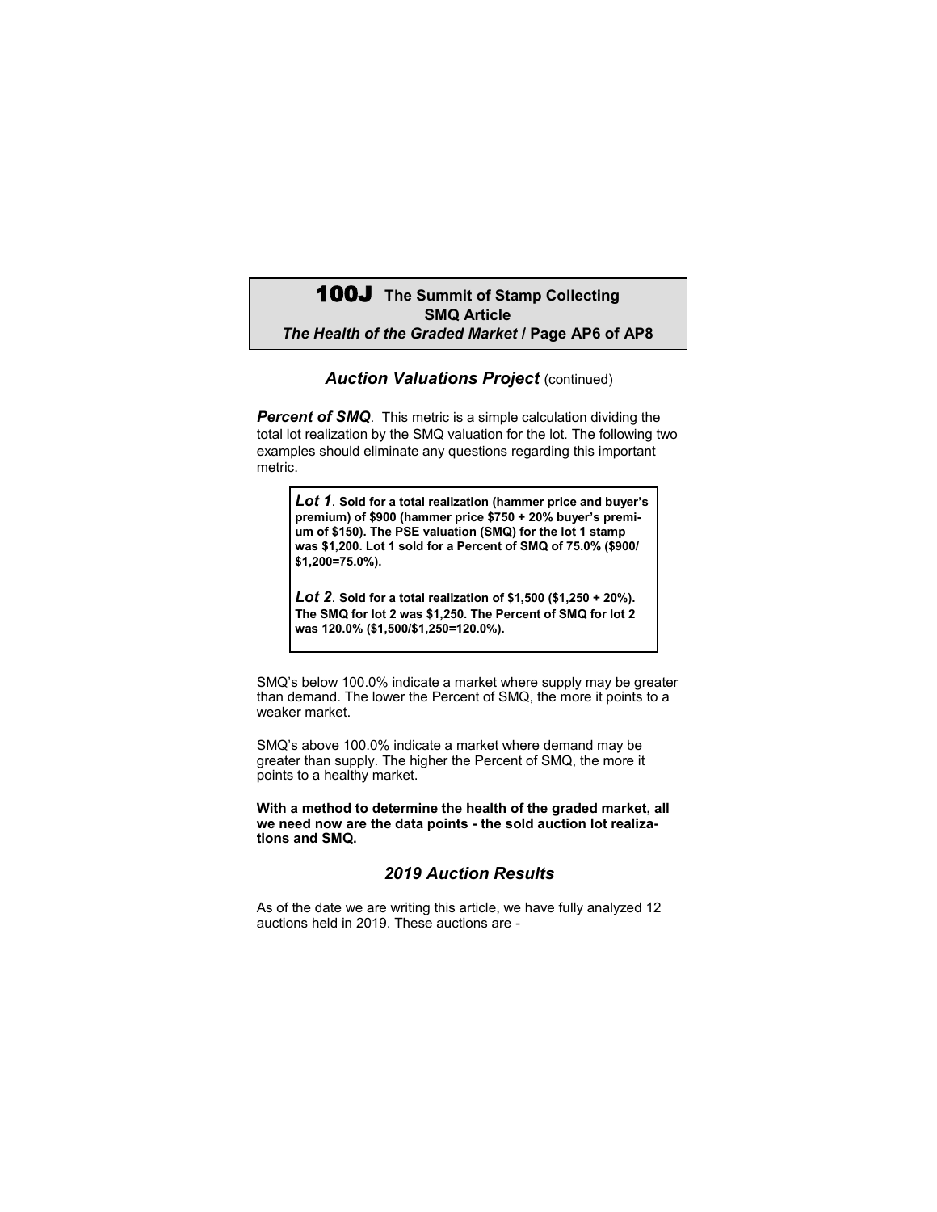## *Auction Valuations Project* (continued)

***Percent of SMQ***. This metric is a simple calculation dividing the total lot realization by the SMQ valuation for the lot. The following two examples should eliminate any questions regarding this important metric.

> ***Lot 1***. **Sold for a total realization (hammer price and buyer's premium) of $900 (hammer price $750 + 20% buyer's premium of $150). The PSE valuation (SMQ) for the lot 1 stamp was $1,200. Lot 1 sold for a Percent of SMQ of 75.0% ($900/ $1,200=75.0%).**
>
> ***Lot 2***. **Sold for a total realization of $1,500 ($1,250 + 20%). The SMQ for lot 2 was $1,250. The Percent of SMQ for lot 2 was 120.0% ($1,500/$1,250=120.0%).**

SMQ's below 100.0% indicate a market where supply may be greater than demand. The lower the Percent of SMQ, the more it points to a weaker market.

SMQ's above 100.0% indicate a market where demand may be greater than supply. The higher the Percent of SMQ, the more it points to a healthy market.

**With a method to determine the health of the graded market, all we need now are the data points - the sold auction lot realizations and SMQ.**

## *2019 Auction Results*

As of the date we are writing this article, we have fully analyzed 12 auctions held in 2019. These auctions are -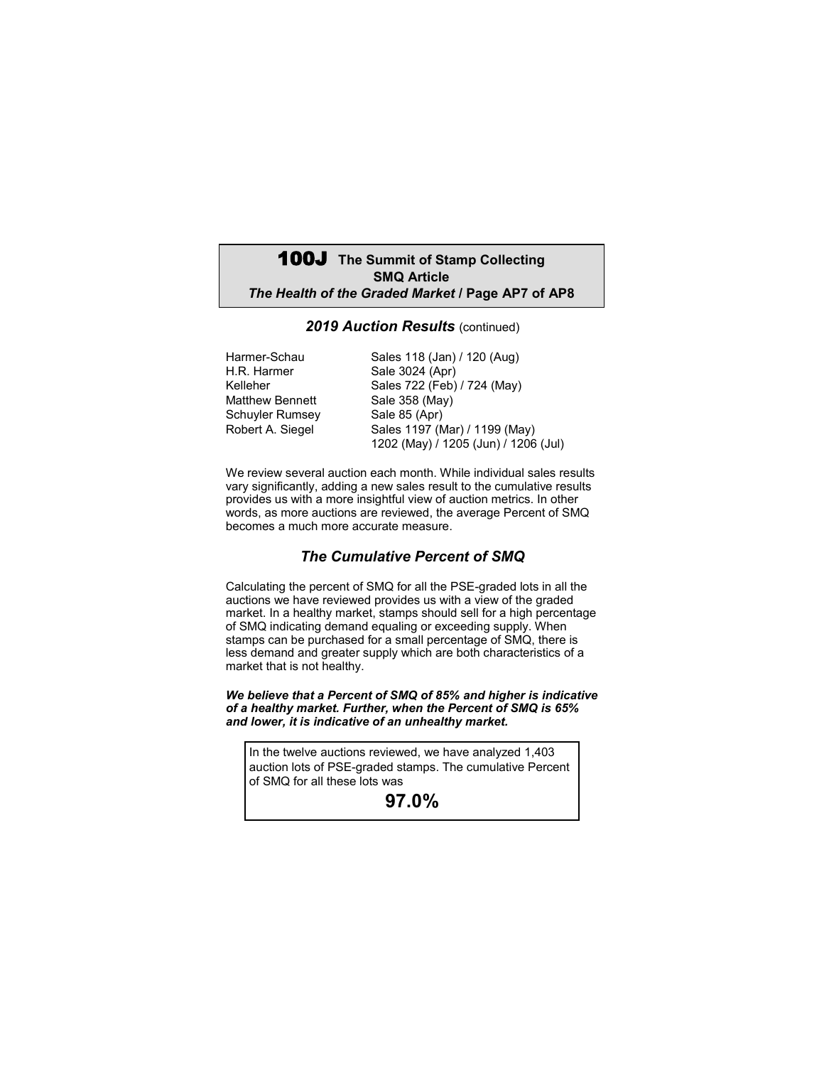## *2019 Auction Results* (continued)

| | |
|---|---|
| Harmer-Schau | Sales 118 (Jan) / 120 (Aug) |
| H.R. Harmer | Sale 3024 (Apr) |
| Kelleher | Sales 722 (Feb) / 724 (May) |
| Matthew Bennett | Sale 358 (May) |
| Schuyler Rumsey | Sale 85 (Apr) |
| Robert A. Siegel | Sales 1197 (Mar) / 1199 (May) 1202 (May) / 1205 (Jun) / 1206 (Jul) |

We review several auction each month. While individual sales results vary significantly, adding a new sales result to the cumulative results provides us with a more insightful view of auction metrics. In other words, as more auctions are reviewed, the average Percent of SMQ becomes a much more accurate measure.

## *The Cumulative Percent of SMQ*

Calculating the percent of SMQ for all the PSE-graded lots in all the auctions we have reviewed provides us with a view of the graded market. In a healthy market, stamps should sell for a high percentage of SMQ indicating demand equaling or exceeding supply. When stamps can be purchased for a small percentage of SMQ, there is less demand and greater supply which are both characteristics of a market that is not healthy.

***We believe that a Percent of SMQ of 85% and higher is indicative of a healthy market. Further, when the Percent of SMQ is 65% and lower, it is indicative of an unhealthy market.***

In the twelve auctions reviewed, we have analyzed 1,403 auction lots of PSE-graded stamps. The cumulative Percent of SMQ for all these lots was

**97.0%**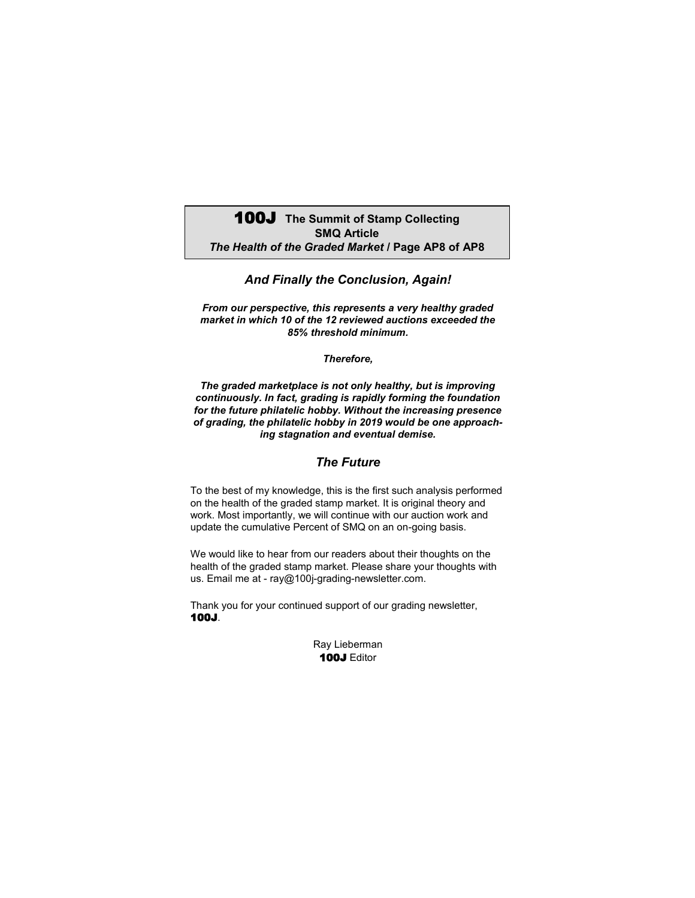## And Finally the Conclusion, Again!

***From our perspective, this represents a very healthy graded market in which 10 of the 12 reviewed auctions exceeded the 85% threshold minimum.***

***Therefore,***

***The graded marketplace is not only healthy, but is improving continuously. In fact, grading is rapidly forming the foundation for the future philatelic hobby. Without the increasing presence of grading, the philatelic hobby in 2019 would be one approaching stagnation and eventual demise.***

## The Future

To the best of my knowledge, this is the first such analysis performed on the health of the graded stamp market. It is original theory and work. Most importantly, we will continue with our auction work and update the cumulative Percent of SMQ on an on-going basis.

We would like to hear from our readers about their thoughts on the health of the graded stamp market. Please share your thoughts with us. Email me at - ray@100j-grading-newsletter.com.

Thank you for your continued support of our grading newsletter, **100J**.

Ray Lieberman
**100J** Editor